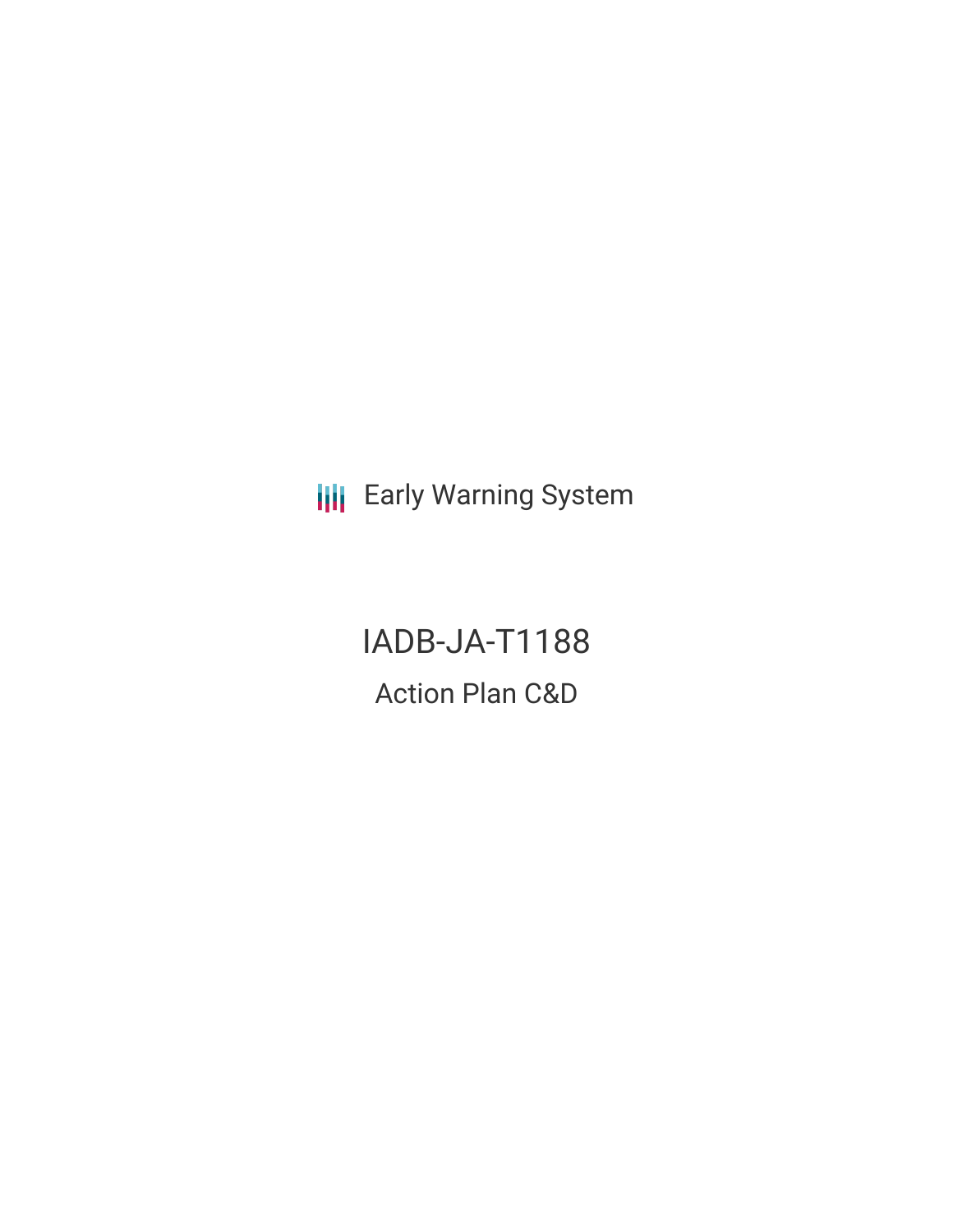Early Warning System

# IADB-JA-T1188

## Action Plan C&D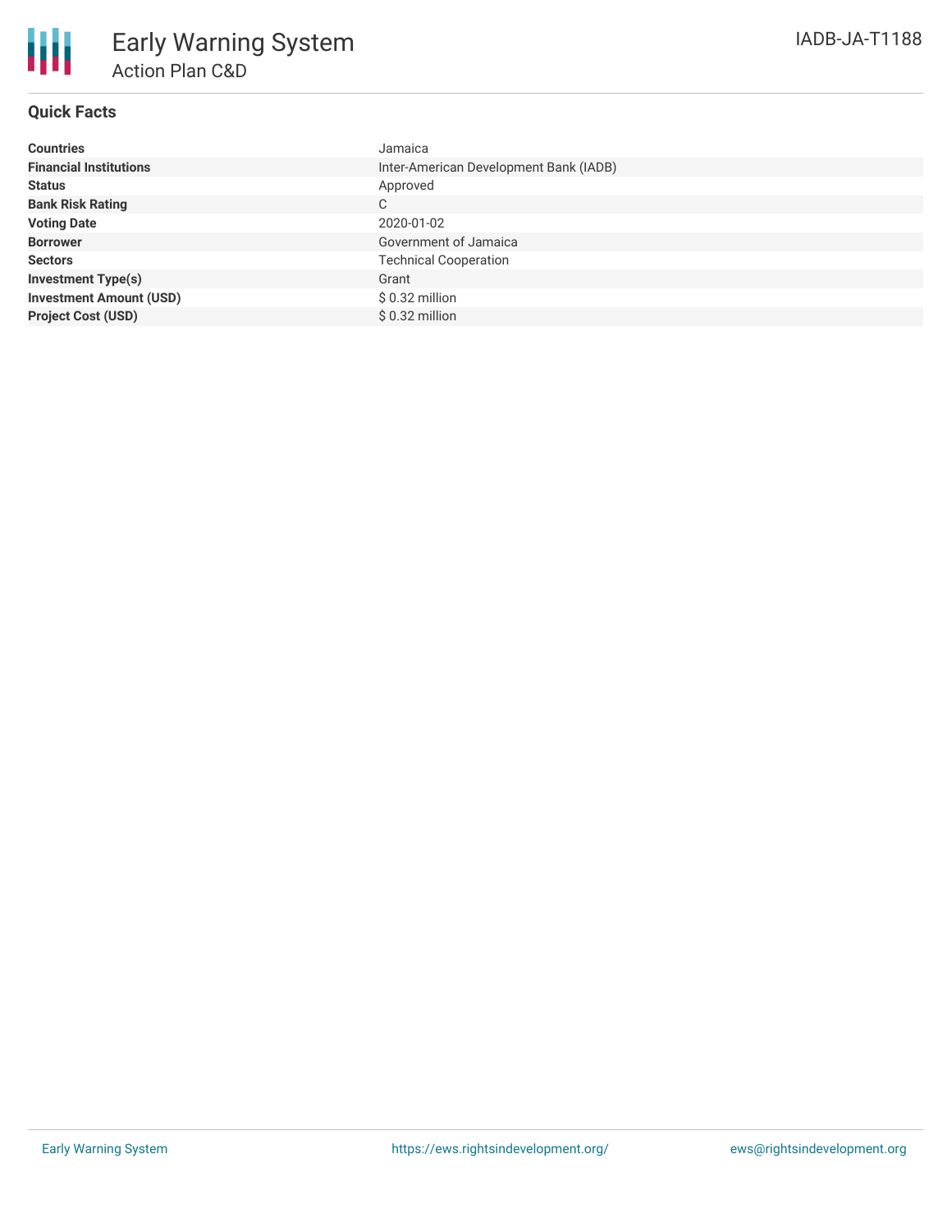# Early Warning System

## Action Plan C&D

IADB-JA-T1188

### Quick Facts

| | |
|---|---|
| **Countries** | Jamaica |
| **Financial Institutions** | Inter-American Development Bank (IADB) |
| **Status** | Approved |
| **Bank Risk Rating** | C |
| **Voting Date** | 2020-01-02 |
| **Borrower** | Government of Jamaica |
| **Sectors** | Technical Cooperation |
| **Investment Type(s)** | Grant |
| **Investment Amount (USD)** | $ 0.32 million |
| **Project Cost (USD)** | $ 0.32 million |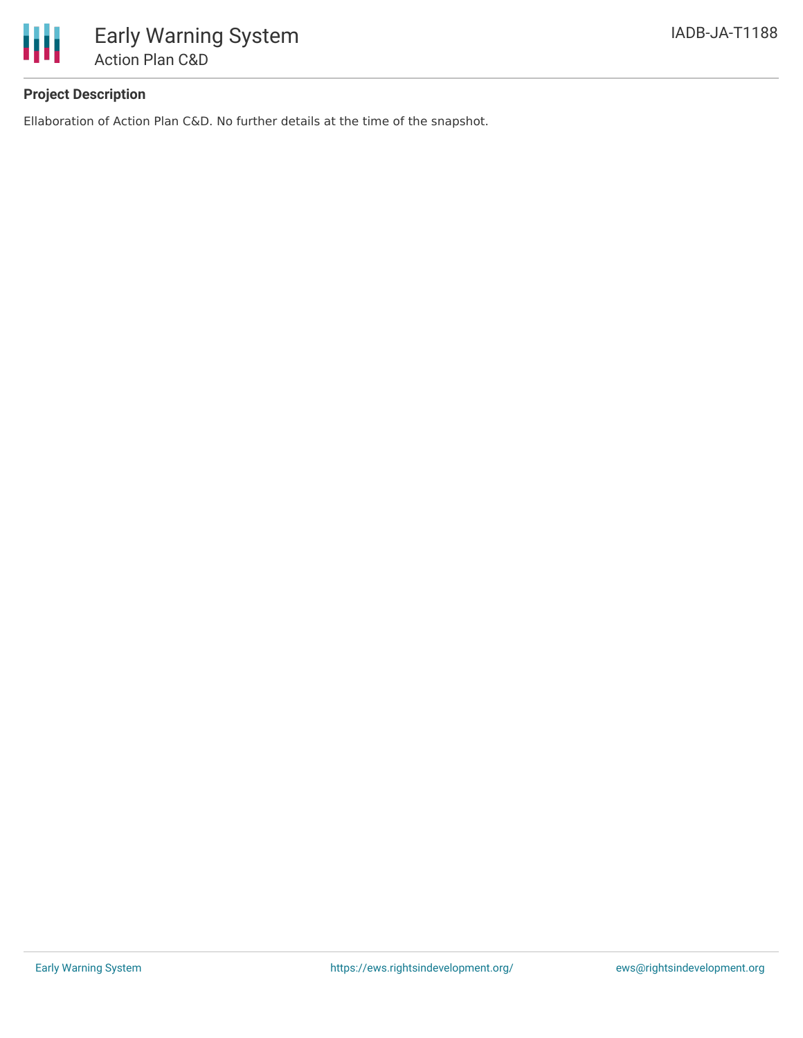### Project Description

Ellaboration of Action Plan C&D. No further details at the time of the snapshot.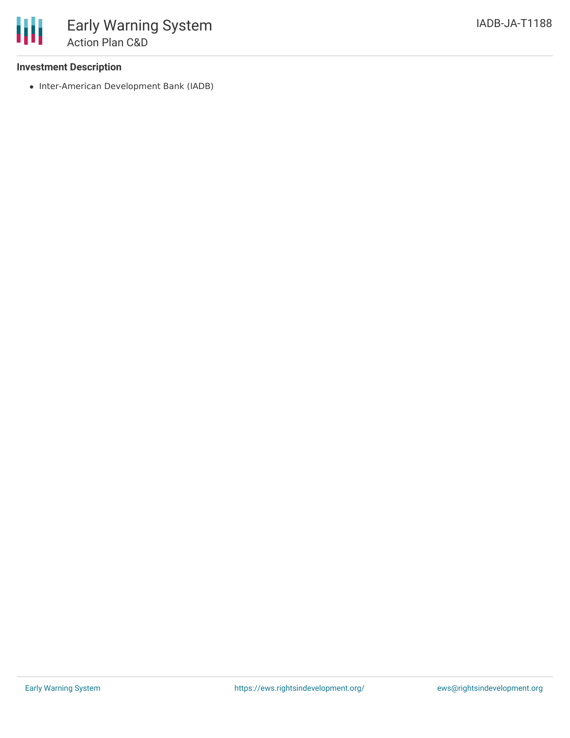**Investment Description**

- Inter-American Development Bank (IADB)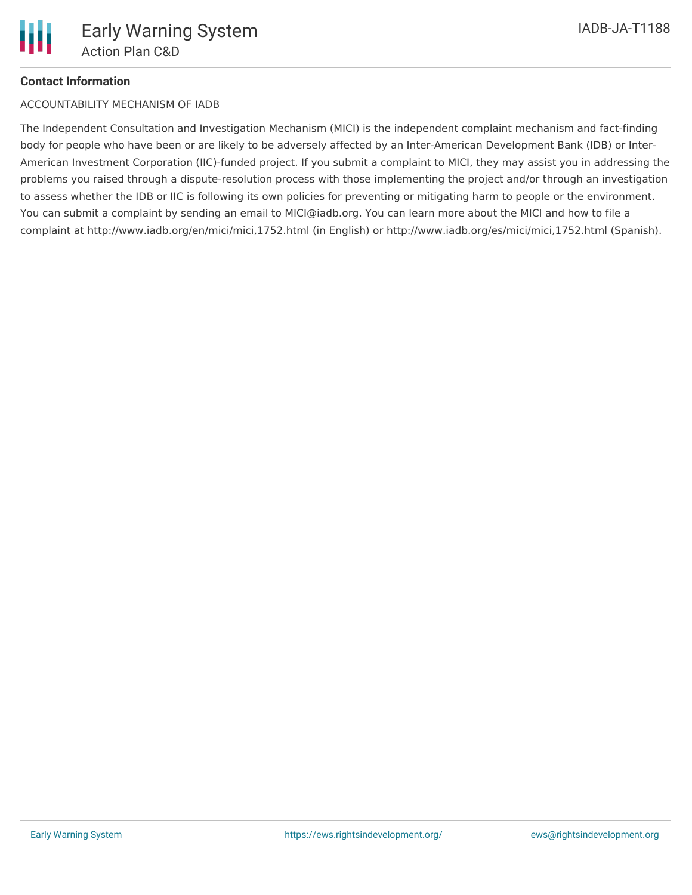**Contact Information**

ACCOUNTABILITY MECHANISM OF IADB

The Independent Consultation and Investigation Mechanism (MICI) is the independent complaint mechanism and fact-finding body for people who have been or are likely to be adversely affected by an Inter-American Development Bank (IDB) or Inter-American Investment Corporation (IIC)-funded project. If you submit a complaint to MICI, they may assist you in addressing the problems you raised through a dispute-resolution process with those implementing the project and/or through an investigation to assess whether the IDB or IIC is following its own policies for preventing or mitigating harm to people or the environment. You can submit a complaint by sending an email to MICI@iadb.org. You can learn more about the MICI and how to file a complaint at http://www.iadb.org/en/mici/mici,1752.html (in English) or http://www.iadb.org/es/mici/mici,1752.html (Spanish).